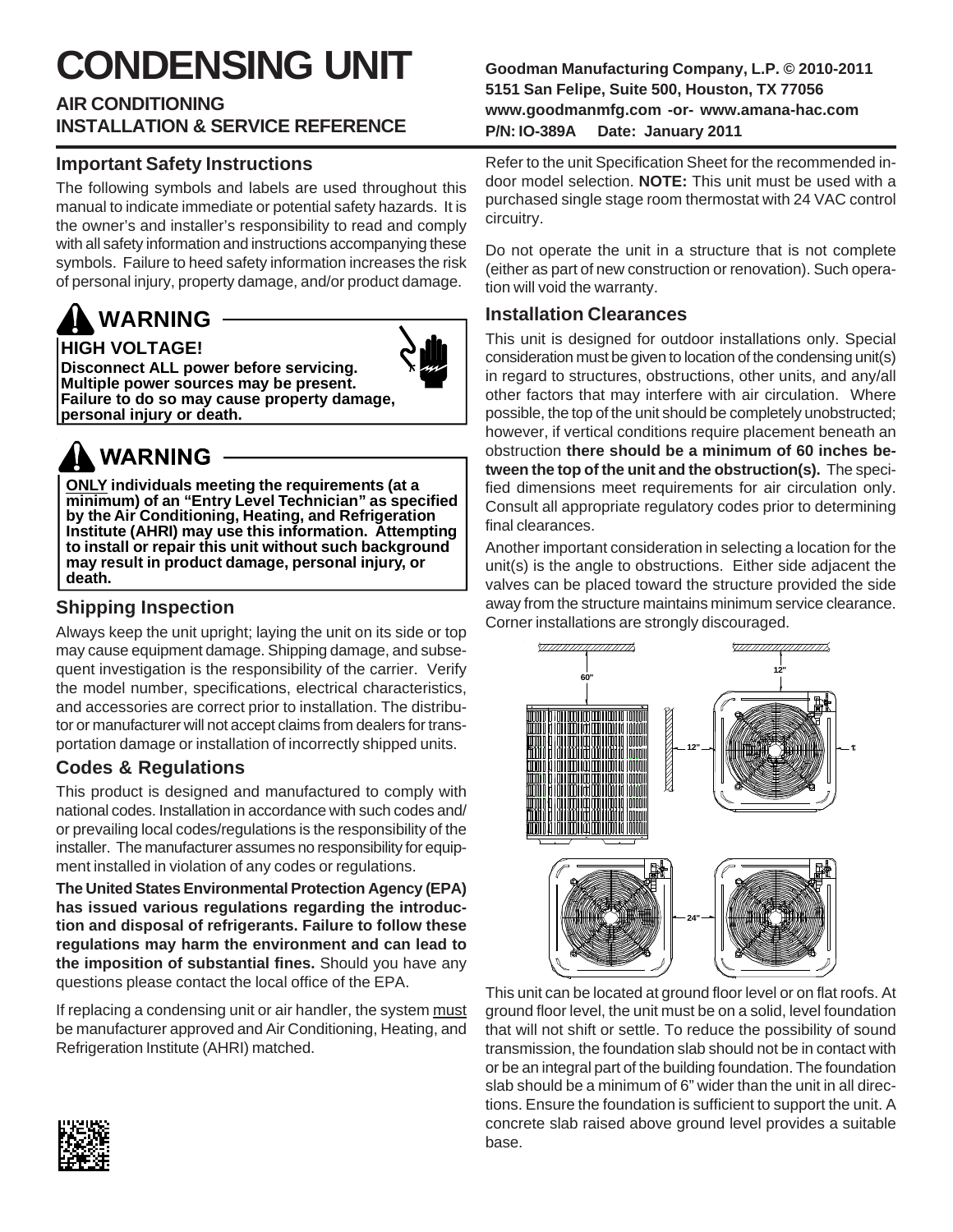# CONDENSING UNIT

## AIR CONDITIONING
## INSTALLATION & SERVICE REFERENCE

**Goodman Manufacturing Company, L.P. © 2010-2011**
**5151 San Felipe, Suite 500, Houston, TX 77056**
**www.goodmanmfg.com -or- www.amana-hac.com**
**P/N: IO-389A    Date: January 2011**

### Important Safety Instructions

The following symbols and labels are used throughout this manual to indicate immediate or potential safety hazards. It is the owner's and installer's responsibility to read and comply with all safety information and instructions accompanying these symbols. Failure to heed safety information increases the risk of personal injury, property damage, and/or product damage.

**WARNING**

**HIGH VOLTAGE!**
**Disconnect ALL power before servicing. Multiple power sources may be present. Failure to do so may cause property damage, personal injury or death.**

**WARNING**

**ONLY individuals meeting the requirements (at a minimum) of an "Entry Level Technician" as specified by the Air Conditioning, Heating, and Refrigeration Institute (AHRI) may use this information. Attempting to install or repair this unit without such background may result in product damage, personal injury, or death.**

### Shipping Inspection

Always keep the unit upright; laying the unit on its side or top may cause equipment damage. Shipping damage, and subsequent investigation is the responsibility of the carrier. Verify the model number, specifications, electrical characteristics, and accessories are correct prior to installation. The distributor or manufacturer will not accept claims from dealers for transportation damage or installation of incorrectly shipped units.

### Codes & Regulations

This product is designed and manufactured to comply with national codes. Installation in accordance with such codes and/or prevailing local codes/regulations is the responsibility of the installer. The manufacturer assumes no responsibility for equipment installed in violation of any codes or regulations.

**The United States Environmental Protection Agency (EPA) has issued various regulations regarding the introduction and disposal of refrigerants. Failure to follow these regulations may harm the environment and can lead to the imposition of substantial fines.** Should you have any questions please contact the local office of the EPA.

If replacing a condensing unit or air handler, the system must be manufacturer approved and Air Conditioning, Heating, and Refrigeration Institute (AHRI) matched.

Refer to the unit Specification Sheet for the recommended indoor model selection. **NOTE:** This unit must be used with a purchased single stage room thermostat with 24 VAC control circuitry.

Do not operate the unit in a structure that is not complete (either as part of new construction or renovation). Such operation will void the warranty.

### Installation Clearances

This unit is designed for outdoor installations only. Special consideration must be given to location of the condensing unit(s) in regard to structures, obstructions, other units, and any/all other factors that may interfere with air circulation. Where possible, the top of the unit should be completely unobstructed; however, if vertical conditions require placement beneath an obstruction **there should be a minimum of 60 inches between the top of the unit and the obstruction(s).** The specified dimensions meet requirements for air circulation only. Consult all appropriate regulatory codes prior to determining final clearances.

Another important consideration in selecting a location for the unit(s) is the angle to obstructions. Either side adjacent the valves can be placed toward the structure provided the side away from the structure maintains minimum service clearance. Corner installations are strongly discouraged.

60"
12"
12"
12"
24"

This unit can be located at ground floor level or on flat roofs. At ground floor level, the unit must be on a solid, level foundation that will not shift or settle. To reduce the possibility of sound transmission, the foundation slab should not be in contact with or be an integral part of the building foundation. The foundation slab should be a minimum of 6" wider than the unit in all directions. Ensure the foundation is sufficient to support the unit. A concrete slab raised above ground level provides a suitable base.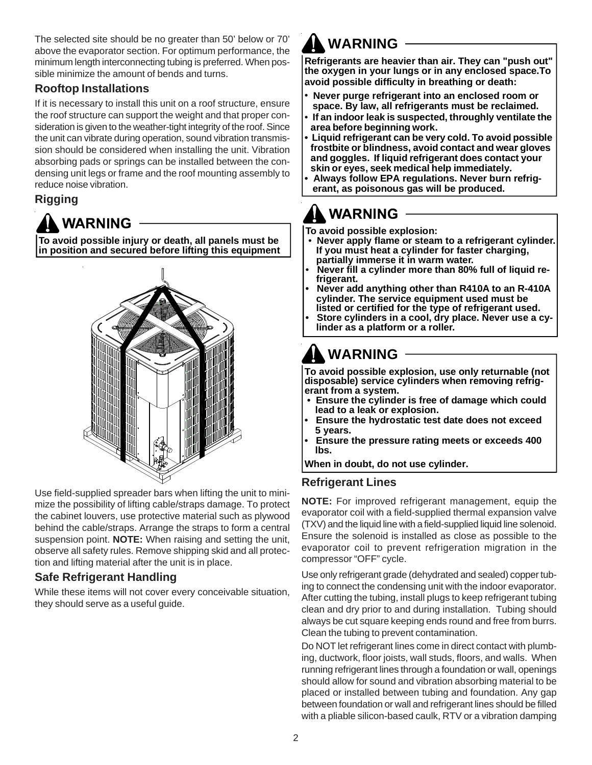The selected site should be no greater than 50' below or 70' above the evaporator section. For optimum performance, the minimum length interconnecting tubing is preferred. When possible minimize the amount of bends and turns.

### Rooftop Installations

If it is necessary to install this unit on a roof structure, ensure the roof structure can support the weight and that proper consideration is given to the weather-tight integrity of the roof. Since the unit can vibrate during operation, sound vibration transmission should be considered when installing the unit. Vibration absorbing pads or springs can be installed between the condensing unit legs or frame and the roof mounting assembly to reduce noise vibration.

### Rigging

**WARNING**

**To avoid possible injury or death, all panels must be in position and secured before lifting this equipment**

Use field-supplied spreader bars when lifting the unit to minimize the possibility of lifting cable/straps damage. To protect the cabinet louvers, use protective material such as plywood behind the cable/straps. Arrange the straps to form a central suspension point. **NOTE:** When raising and setting the unit, observe all safety rules. Remove shipping skid and all protection and lifting material after the unit is in place.

### Safe Refrigerant Handling

While these items will not cover every conceivable situation, they should serve as a useful guide.

**WARNING**

**Refrigerants are heavier than air. They can "push out" the oxygen in your lungs or in any enclosed space.To avoid possible difficulty in breathing or death:**

- **Never purge refrigerant into an enclosed room or space. By law, all refrigerants must be reclaimed.**
- **If an indoor leak is suspected, throughly ventilate the area before beginning work.**
- **Liquid refrigerant can be very cold. To avoid possible frostbite or blindness, avoid contact and wear gloves and goggles. If liquid refrigerant does contact your skin or eyes, seek medical help immediately.**
- **Always follow EPA regulations. Never burn refrigerant, as poisonous gas will be produced.**

**WARNING**

**To avoid possible explosion:**

- **Never apply flame or steam to a refrigerant cylinder. If you must heat a cylinder for faster charging, partially immerse it in warm water.**
- **Never fill a cylinder more than 80% full of liquid refrigerant.**
- **Never add anything other than R410A to an R-410A cylinder. The service equipment used must be listed or certified for the type of refrigerant used.**
- **Store cylinders in a cool, dry place. Never use a cylinder as a platform or a roller.**

**WARNING**

**To avoid possible explosion, use only returnable (not disposable) service cylinders when removing refrigerant from a system.**

- **Ensure the cylinder is free of damage which could lead to a leak or explosion.**
- **Ensure the hydrostatic test date does not exceed 5 years.**
- **Ensure the pressure rating meets or exceeds 400 lbs.**

**When in doubt, do not use cylinder.**

### Refrigerant Lines

**NOTE:** For improved refrigerant management, equip the evaporator coil with a field-supplied thermal expansion valve (TXV) and the liquid line with a field-supplied liquid line solenoid. Ensure the solenoid is installed as close as possible to the evaporator coil to prevent refrigeration migration in the compressor "OFF" cycle.

Use only refrigerant grade (dehydrated and sealed) copper tubing to connect the condensing unit with the indoor evaporator. After cutting the tubing, install plugs to keep refrigerant tubing clean and dry prior to and during installation. Tubing should always be cut square keeping ends round and free from burrs. Clean the tubing to prevent contamination.

Do NOT let refrigerant lines come in direct contact with plumbing, ductwork, floor joists, wall studs, floors, and walls. When running refrigerant lines through a foundation or wall, openings should allow for sound and vibration absorbing material to be placed or installed between tubing and foundation. Any gap between foundation or wall and refrigerant lines should be filled with a pliable silicon-based caulk, RTV or a vibration damping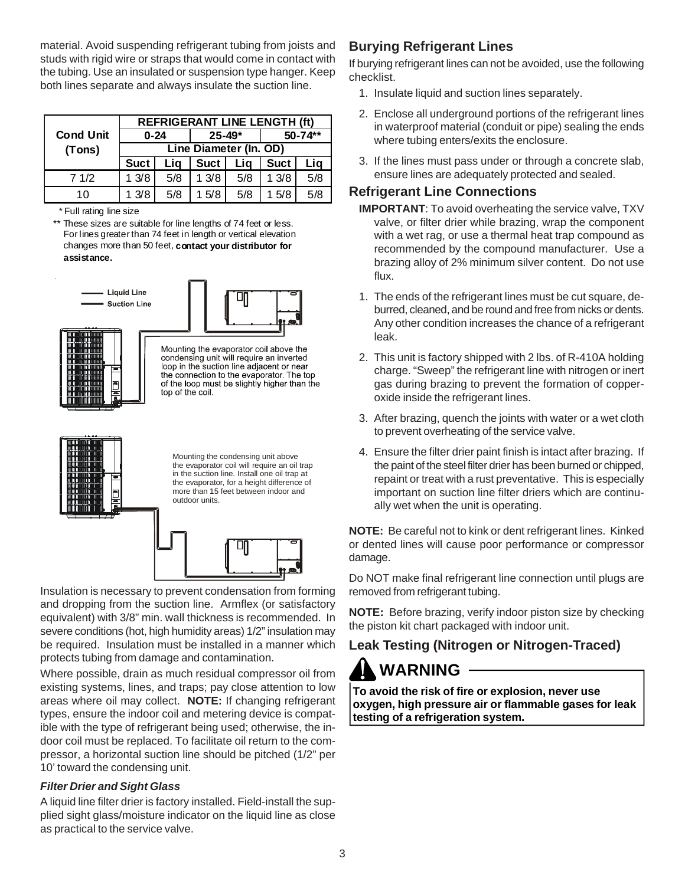material. Avoid suspending refrigerant tubing from joists and studs with rigid wire or straps that would come in contact with the tubing. Use an insulated or suspension type hanger. Keep both lines separate and always insulate the suction line.

| Cond Unit (Tons) | REFRIGERANT LINE LENGTH (ft) | | | | | |
|---|---|---|---|---|---|---|
| | 0-24 | | 25-49* | | 50-74** | |
| | Line Diameter (In. OD) | | | | | |
| | Suct | Liq | Suct | Liq | Suct | Liq |
| 7 1/2 | 1 3/8 | 5/8 | 1 3/8 | 5/8 | 1 3/8 | 5/8 |
| 10 | 1 3/8 | 5/8 | 1 5/8 | 5/8 | 1 5/8 | 5/8 |

\* Full rating line size

\** These sizes are suitable for line lengths of 74 feet or less. For lines greater than 74 feet in length or vertical elevation changes more than 50 feet, **contact your distributor for assistance.**

Liquid Line
Suction Line

Mounting the evaporator coil above the condensing unit will require an inverted loop in the suction line adjacent or near the connection to the evaporator. The top of the loop must be slightly higher than the top of the coil.

Mounting the condensing unit above the evaporator coil will require an oil trap in the suction line. Install one oil trap at the evaporator, for a height difference of more than 15 feet between indoor and outdoor units.

Insulation is necessary to prevent condensation from forming and dropping from the suction line. Armflex (or satisfactory equivalent) with 3/8" min. wall thickness is recommended. In severe conditions (hot, high humidity areas) 1/2" insulation may be required. Insulation must be installed in a manner which protects tubing from damage and contamination.

Where possible, drain as much residual compressor oil from existing systems, lines, and traps; pay close attention to low areas where oil may collect. **NOTE:** If changing refrigerant types, ensure the indoor coil and metering device is compatible with the type of refrigerant being used; otherwise, the indoor coil must be replaced. To facilitate oil return to the compressor, a horizontal suction line should be pitched (1/2" per 10' toward the condensing unit.

### *Filter Drier and Sight Glass*

A liquid line filter drier is factory installed. Field-install the supplied sight glass/moisture indicator on the liquid line as close as practical to the service valve.

## Burying Refrigerant Lines

If burying refrigerant lines can not be avoided, use the following checklist.

1. Insulate liquid and suction lines separately.
2. Enclose all underground portions of the refrigerant lines in waterproof material (conduit or pipe) sealing the ends where tubing enters/exits the enclosure.
3. If the lines must pass under or through a concrete slab, ensure lines are adequately protected and sealed.

## Refrigerant Line Connections

**IMPORTANT**: To avoid overheating the service valve, TXV valve, or filter drier while brazing, wrap the component with a wet rag, or use a thermal heat trap compound as recommended by the compound manufacturer. Use a brazing alloy of 2% minimum silver content. Do not use flux.

1. The ends of the refrigerant lines must be cut square, deburred, cleaned, and be round and free from nicks or dents. Any other condition increases the chance of a refrigerant leak.
2. This unit is factory shipped with 2 lbs. of R-410A holding charge. "Sweep" the refrigerant line with nitrogen or inert gas during brazing to prevent the formation of copper-oxide inside the refrigerant lines.
3. After brazing, quench the joints with water or a wet cloth to prevent overheating of the service valve.
4. Ensure the filter drier paint finish is intact after brazing. If the paint of the steel filter drier has been burned or chipped, repaint or treat with a rust preventative. This is especially important on suction line filter driers which are continually wet when the unit is operating.

**NOTE:** Be careful not to kink or dent refrigerant lines. Kinked or dented lines will cause poor performance or compressor damage.

Do NOT make final refrigerant line connection until plugs are removed from refrigerant tubing.

**NOTE:** Before brazing, verify indoor piston size by checking the piston kit chart packaged with indoor unit.

## Leak Testing (Nitrogen or Nitrogen-Traced)

**WARNING**

**To avoid the risk of fire or explosion, never use oxygen, high pressure air or flammable gases for leak testing of a refrigeration system.**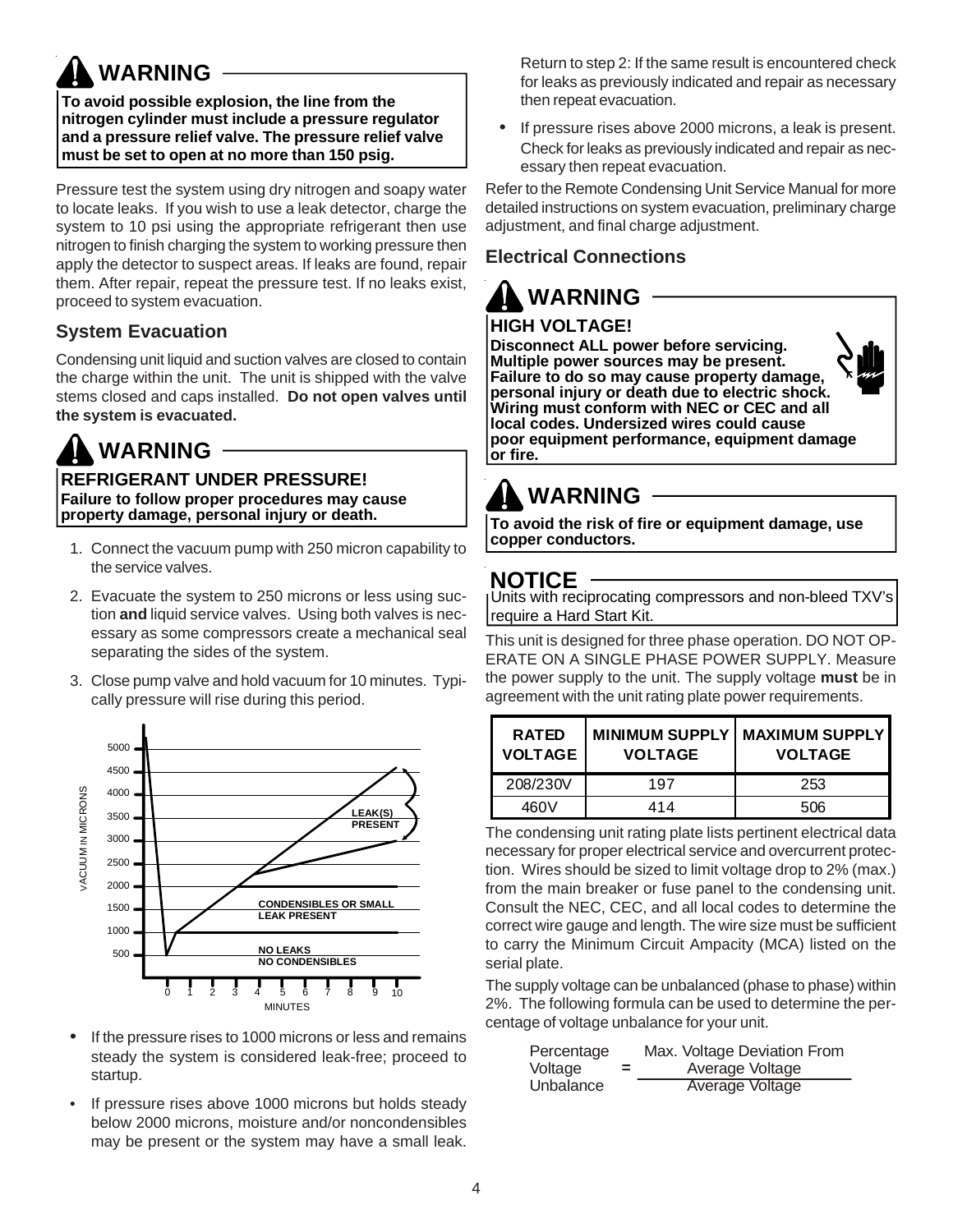## WARNING

**To avoid possible explosion, the line from the nitrogen cylinder must include a pressure regulator and a pressure relief valve. The pressure relief valve must be set to open at no more than 150 psig.**

Pressure test the system using dry nitrogen and soapy water to locate leaks. If you wish to use a leak detector, charge the system to 10 psi using the appropriate refrigerant then use nitrogen to finish charging the system to working pressure then apply the detector to suspect areas. If leaks are found, repair them. After repair, repeat the pressure test. If no leaks exist, proceed to system evacuation.

### System Evacuation

Condensing unit liquid and suction valves are closed to contain the charge within the unit. The unit is shipped with the valve stems closed and caps installed. **Do not open valves until the system is evacuated.**

## WARNING

**REFRIGERANT UNDER PRESSURE!**
**Failure to follow proper procedures may cause property damage, personal injury or death.**

1. Connect the vacuum pump with 250 micron capability to the service valves.
2. Evacuate the system to 250 microns or less using suction **and** liquid service valves. Using both valves is necessary as some compressors create a mechanical seal separating the sides of the system.
3. Close pump valve and hold vacuum for 10 minutes. Typically pressure will rise during this period.

VACUUM IN MICRONS
5000
4500
4000
3500
3000
2500
2000
1500
1000
500
LEAK(S) PRESENT
CONDENSIBLES OR SMALL LEAK PRESENT
NO LEAKS NO CONDENSIBLES
0 1 2 3 4 5 6 7 8 9 10
MINUTES

- If the pressure rises to 1000 microns or less and remains steady the system is considered leak-free; proceed to startup.
- If pressure rises above 1000 microns but holds steady below 2000 microns, moisture and/or noncondensibles may be present or the system may have a small leak. Return to step 2: If the same result is encountered check for leaks as previously indicated and repair as necessary then repeat evacuation.
- If pressure rises above 2000 microns, a leak is present. Check for leaks as previously indicated and repair as necessary then repeat evacuation.

Refer to the Remote Condensing Unit Service Manual for more detailed instructions on system evacuation, preliminary charge adjustment, and final charge adjustment.

### Electrical Connections

## WARNING

**HIGH VOLTAGE!**
**Disconnect ALL power before servicing. Multiple power sources may be present. Failure to do so may cause property damage, personal injury or death due to electric shock. Wiring must conform with NEC or CEC and all local codes. Undersized wires could cause poor equipment performance, equipment damage or fire.**

## WARNING

**To avoid the risk of fire or equipment damage, use copper conductors.**

## NOTICE

Units with reciprocating compressors and non-bleed TXV's require a Hard Start Kit.

This unit is designed for three phase operation. DO NOT OPERATE ON A SINGLE PHASE POWER SUPPLY. Measure the power supply to the unit. The supply voltage **must** be in agreement with the unit rating plate power requirements.

| RATED VOLTAGE | MINIMUM SUPPLY VOLTAGE | MAXIMUM SUPPLY VOLTAGE |
|---|---|---|
| 208/230V | 197 | 253 |
| 460V | 414 | 506 |

The condensing unit rating plate lists pertinent electrical data necessary for proper electrical service and overcurrent protection. Wires should be sized to limit voltage drop to 2% (max.) from the main breaker or fuse panel to the condensing unit. Consult the NEC, CEC, and all local codes to determine the correct wire gauge and length. The wire size must be sufficient to carry the Minimum Circuit Ampacity (MCA) listed on the serial plate.

The supply voltage can be unbalanced (phase to phase) within 2%. The following formula can be used to determine the percentage of voltage unbalance for your unit.

$$\text{Percentage Voltage Unbalance} = \frac{\text{Max. Voltage Deviation From Average Voltage}}{\text{Average Voltage}}$$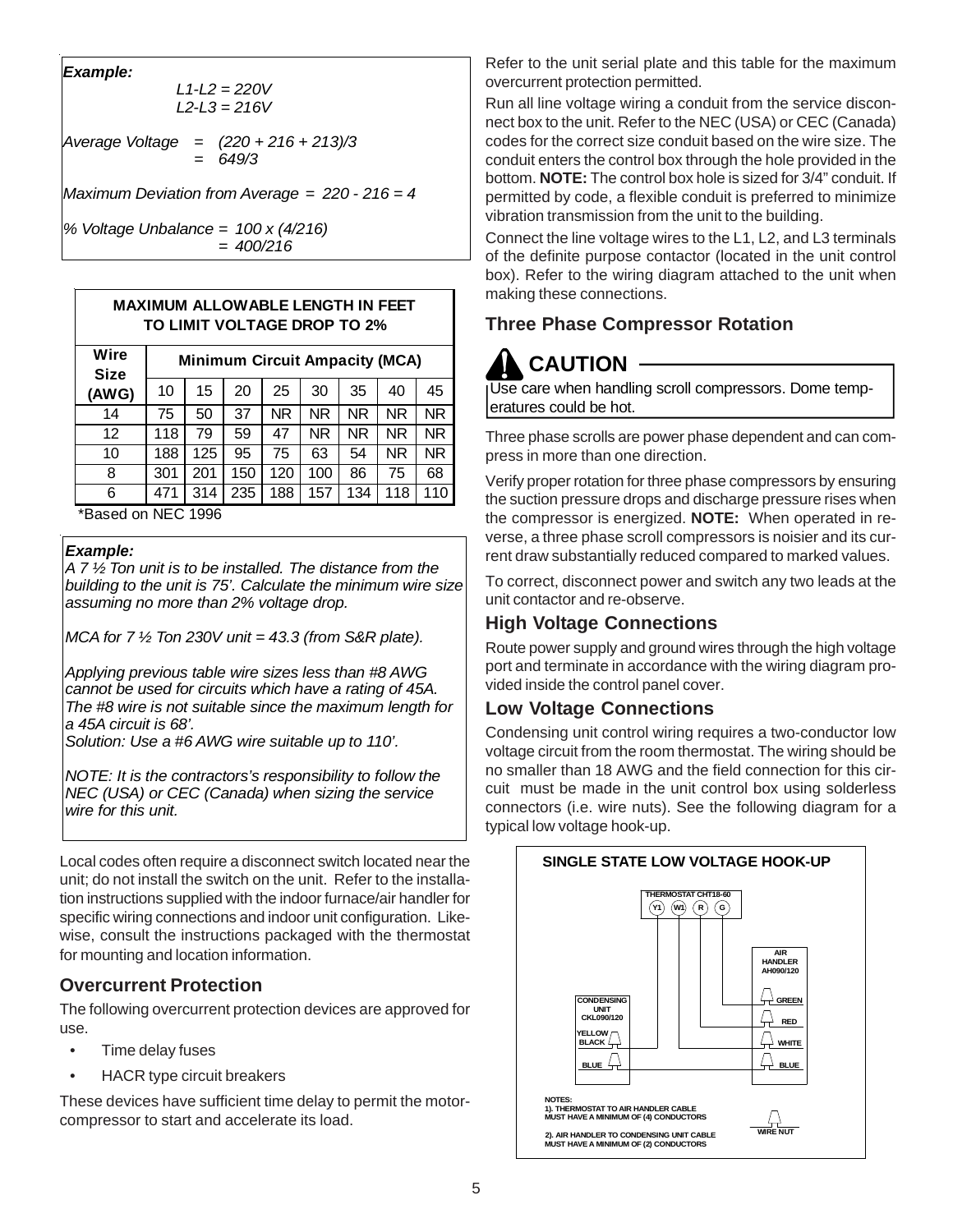*Example:*

*L1-L2 = 220V*
*L2-L3 = 216V*

*Average Voltage = (220 + 216 + 213)/3*
*= 649/3*

*Maximum Deviation from Average = 220 - 216 = 4*

*% Voltage Unbalance = 100 x (4/216)*
*= 400/216*

**MAXIMUM ALLOWABLE LENGTH IN FEET TO LIMIT VOLTAGE DROP TO 2%**

| Wire Size (AWG) | Minimum Circuit Ampacity (MCA) | | | | | | | |
|---|---|---|---|---|---|---|---|---|
| | 10 | 15 | 20 | 25 | 30 | 35 | 40 | 45 |
| 14 | 75 | 50 | 37 | NR | NR | NR | NR | NR |
| 12 | 118 | 79 | 59 | 47 | NR | NR | NR | NR |
| 10 | 188 | 125 | 95 | 75 | 63 | 54 | NR | NR |
| 8 | 301 | 201 | 150 | 120 | 100 | 86 | 75 | 68 |
| 6 | 471 | 314 | 235 | 188 | 157 | 134 | 118 | 110 |

*Based on NEC 1996

*Example:*
*A 7 ½ Ton unit is to be installed. The distance from the building to the unit is 75'. Calculate the minimum wire size assuming no more than 2% voltage drop.*

*MCA for 7 ½ Ton 230V unit = 43.3 (from S&R plate).*

*Applying previous table wire sizes less than #8 AWG cannot be used for circuits which have a rating of 45A. The #8 wire is not suitable since the maximum length for a 45A circuit is 68'.*
*Solution: Use a #6 AWG wire suitable up to 110'.*

*NOTE: It is the contractors's responsibility to follow the NEC (USA) or CEC (Canada) when sizing the service wire for this unit.*

Local codes often require a disconnect switch located near the unit; do not install the switch on the unit. Refer to the installation instructions supplied with the indoor furnace/air handler for specific wiring connections and indoor unit configuration. Likewise, consult the instructions packaged with the thermostat for mounting and location information.

## Overcurrent Protection

The following overcurrent protection devices are approved for use.

- Time delay fuses
- HACR type circuit breakers

These devices have sufficient time delay to permit the motor-compressor to start and accelerate its load.

Refer to the unit serial plate and this table for the maximum overcurrent protection permitted.

Run all line voltage wiring a conduit from the service disconnect box to the unit. Refer to the NEC (USA) or CEC (Canada) codes for the correct size conduit based on the wire size. The conduit enters the control box through the hole provided in the bottom. **NOTE:** The control box hole is sized for 3/4" conduit. If permitted by code, a flexible conduit is preferred to minimize vibration transmission from the unit to the building.

Connect the line voltage wires to the L1, L2, and L3 terminals of the definite purpose contactor (located in the unit control box). Refer to the wiring diagram attached to the unit when making these connections.

## Three Phase Compressor Rotation

**CAUTION**

Use care when handling scroll compressors. Dome temperatures could be hot.

Three phase scrolls are power phase dependent and can compress in more than one direction.

Verify proper rotation for three phase compressors by ensuring the suction pressure drops and discharge pressure rises when the compressor is energized. **NOTE:** When operated in reverse, a three phase scroll compressors is noisier and its current draw substantially reduced compared to marked values.

To correct, disconnect power and switch any two leads at the unit contactor and re-observe.

## High Voltage Connections

Route power supply and ground wires through the high voltage port and terminate in accordance with the wiring diagram provided inside the control panel cover.

## Low Voltage Connections

Condensing unit control wiring requires a two-conductor low voltage circuit from the room thermostat. The wiring should be no smaller than 18 AWG and the field connection for this circuit must be made in the unit control box using solderless connectors (i.e. wire nuts). See the following diagram for a typical low voltage hook-up.

**SINGLE STATE LOW VOLTAGE HOOK-UP**

THERMOSTAT CHT18-60: Y1, W1, R, G

AIR HANDLER AH090/120: GREEN, RED, WHITE, BLUE

CONDENSING UNIT CKL090/120: YELLOW BLACK, BLUE

WIRE NUT

NOTES:
1). THERMOSTAT TO AIR HANDLER CABLE MUST HAVE A MINIMUM OF (4) CONDUCTORS
2). AIR HANDLER TO CONDENSING UNIT CABLE MUST HAVE A MINIMUM OF (2) CONDUCTORS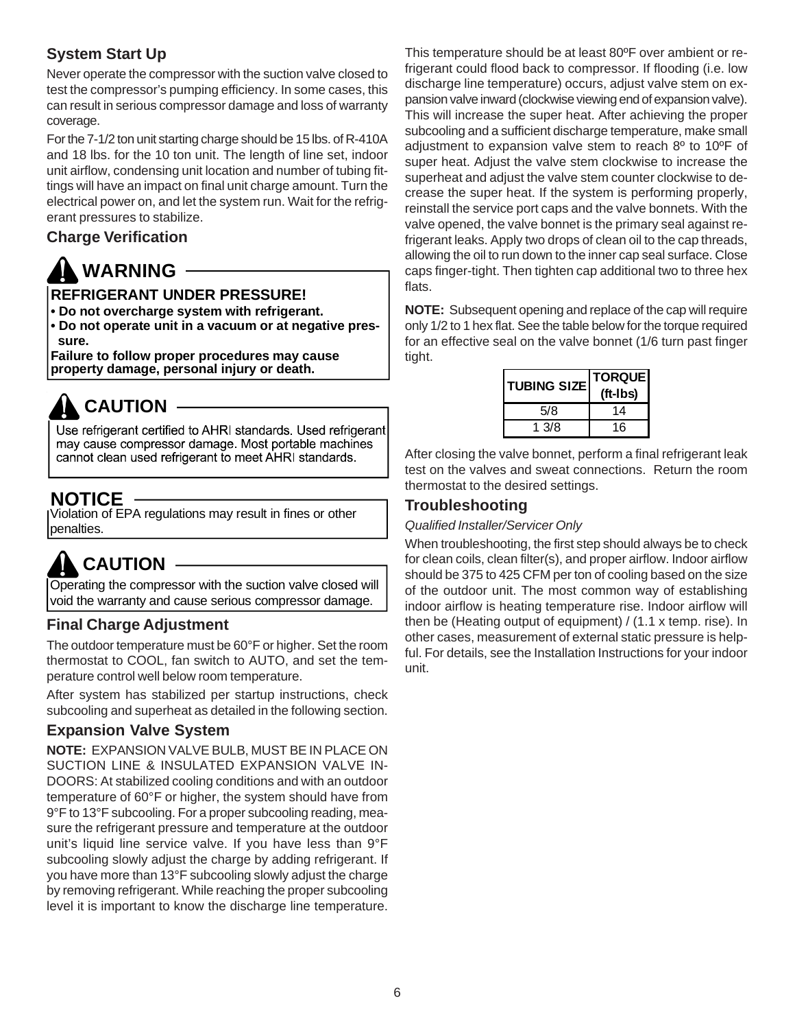## System Start Up

Never operate the compressor with the suction valve closed to test the compressor's pumping efficiency. In some cases, this can result in serious compressor damage and loss of warranty coverage.

For the 7-1/2 ton unit starting charge should be 15 lbs. of R-410A and 18 lbs. for the 10 ton unit. The length of line set, indoor unit airflow, condensing unit location and number of tubing fittings will have an impact on final unit charge amount. Turn the electrical power on, and let the system run. Wait for the refrigerant pressures to stabilize.

## Charge Verification

### WARNING

**REFRIGERANT UNDER PRESSURE!**

- **Do not overcharge system with refrigerant.**
- **Do not operate unit in a vacuum or at negative pressure.**

**Failure to follow proper procedures may cause property damage, personal injury or death.**

### CAUTION

Use refrigerant certified to AHRI standards. Used refrigerant may cause compressor damage. Most portable machines cannot clean used refrigerant to meet AHRI standards.

### NOTICE

Violation of EPA regulations may result in fines or other penalties.

### CAUTION

Operating the compressor with the suction valve closed will void the warranty and cause serious compressor damage.

## Final Charge Adjustment

The outdoor temperature must be 60°F or higher. Set the room thermostat to COOL, fan switch to AUTO, and set the temperature control well below room temperature.

After system has stabilized per startup instructions, check subcooling and superheat as detailed in the following section.

## Expansion Valve System

**NOTE:** EXPANSION VALVE BULB, MUST BE IN PLACE ON SUCTION LINE & INSULATED EXPANSION VALVE INDOORS: At stabilized cooling conditions and with an outdoor temperature of 60°F or higher, the system should have from 9°F to 13°F subcooling. For a proper subcooling reading, measure the refrigerant pressure and temperature at the outdoor unit's liquid line service valve. If you have less than 9°F subcooling slowly adjust the charge by adding refrigerant. If you have more than 13°F subcooling slowly adjust the charge by removing refrigerant. While reaching the proper subcooling level it is important to know the discharge line temperature. This temperature should be at least 80ºF over ambient or refrigerant could flood back to compressor. If flooding (i.e. low discharge line temperature) occurs, adjust valve stem on expansion valve inward (clockwise viewing end of expansion valve). This will increase the super heat. After achieving the proper subcooling and a sufficient discharge temperature, make small adjustment to expansion valve stem to reach 8º to 10ºF of super heat. Adjust the valve stem clockwise to increase the superheat and adjust the valve stem counter clockwise to decrease the super heat. If the system is performing properly, reinstall the service port caps and the valve bonnets. With the valve opened, the valve bonnet is the primary seal against refrigerant leaks. Apply two drops of clean oil to the cap threads, allowing the oil to run down to the inner cap seal surface. Close caps finger-tight. Then tighten cap additional two to three hex flats.

**NOTE:** Subsequent opening and replace of the cap will require only 1/2 to 1 hex flat. See the table below for the torque required for an effective seal on the valve bonnet (1/6 turn past finger tight.

| TUBING SIZE | TORQUE (ft-lbs) |
|---|---|
| 5/8 | 14 |
| 1 3/8 | 16 |

After closing the valve bonnet, perform a final refrigerant leak test on the valves and sweat connections. Return the room thermostat to the desired settings.

## Troubleshooting

*Qualified Installer/Servicer Only*

When troubleshooting, the first step should always be to check for clean coils, clean filter(s), and proper airflow. Indoor airflow should be 375 to 425 CFM per ton of cooling based on the size of the outdoor unit. The most common way of establishing indoor airflow is heating temperature rise. Indoor airflow will then be (Heating output of equipment) / (1.1 x temp. rise). In other cases, measurement of external static pressure is helpful. For details, see the Installation Instructions for your indoor unit.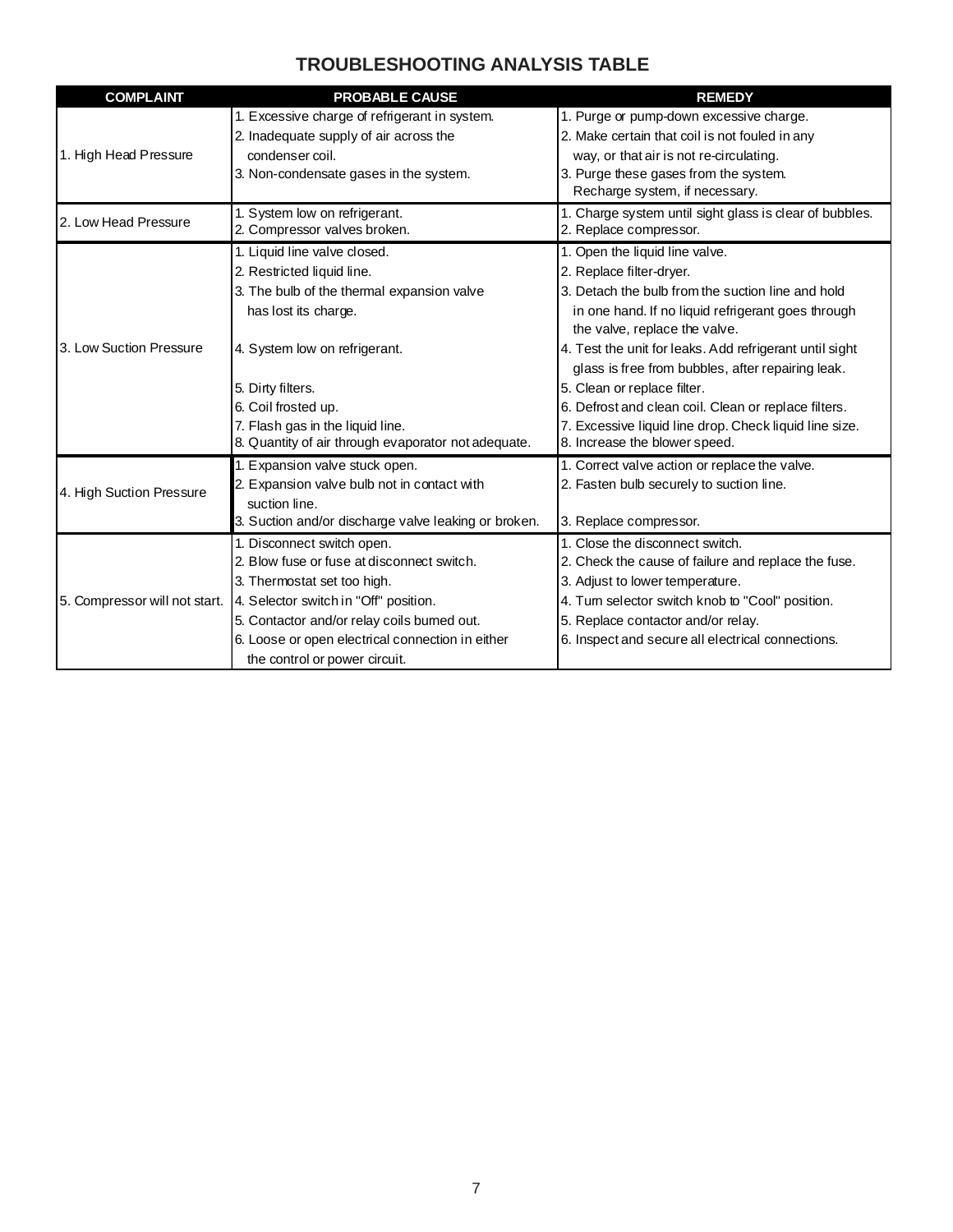# TROUBLESHOOTING ANALYSIS TABLE

| COMPLAINT | PROBABLE CAUSE | REMEDY |
|---|---|---|
| 1. High Head Pressure | 1. Excessive charge of refrigerant in system. | 1. Purge or pump-down excessive charge. |
| | 2. Inadequate supply of air across the condenser coil. | 2. Make certain that coil is not fouled in any way, or that air is not re-circulating. |
| | 3. Non-condensate gases in the system. | 3. Purge these gases from the system. Recharge system, if necessary. |
| 2. Low Head Pressure | 1. System low on refrigerant. | 1. Charge system until sight glass is clear of bubbles. |
| | 2. Compressor valves broken. | 2. Replace compressor. |
| 3. Low Suction Pressure | 1. Liquid line valve closed. | 1. Open the liquid line valve. |
| | 2. Restricted liquid line. | 2. Replace filter-dryer. |
| | 3. The bulb of the thermal expansion valve has lost its charge. | 3. Detach the bulb from the suction line and hold in one hand. If no liquid refrigerant goes through the valve, replace the valve. |
| | 4. System low on refrigerant. | 4. Test the unit for leaks. Add refrigerant until sight glass is free from bubbles, after repairing leak. |
| | 5. Dirty filters. | 5. Clean or replace filter. |
| | 6. Coil frosted up. | 6. Defrost and clean coil. Clean or replace filters. |
| | 7. Flash gas in the liquid line. | 7. Excessive liquid line drop. Check liquid line size. |
| | 8. Quantity of air through evaporator not adequate. | 8. Increase the blower speed. |
| 4. High Suction Pressure | 1. Expansion valve stuck open. | 1. Correct valve action or replace the valve. |
| | 2. Expansion valve bulb not in contact with suction line. | 2. Fasten bulb securely to suction line. |
| | 3. Suction and/or discharge valve leaking or broken. | 3. Replace compressor. |
| 5. Compressor will not start. | 1. Disconnect switch open. | 1. Close the disconnect switch. |
| | 2. Blow fuse or fuse at disconnect switch. | 2. Check the cause of failure and replace the fuse. |
| | 3. Thermostat set too high. | 3. Adjust to lower temperature. |
| | 4. Selector switch in "Off" position. | 4. Turn selector switch knob to "Cool" position. |
| | 5. Contactor and/or relay coils burned out. | 5. Replace contactor and/or relay. |
| | 6. Loose or open electrical connection in either the control or power circuit. | 6. Inspect and secure all electrical connections. |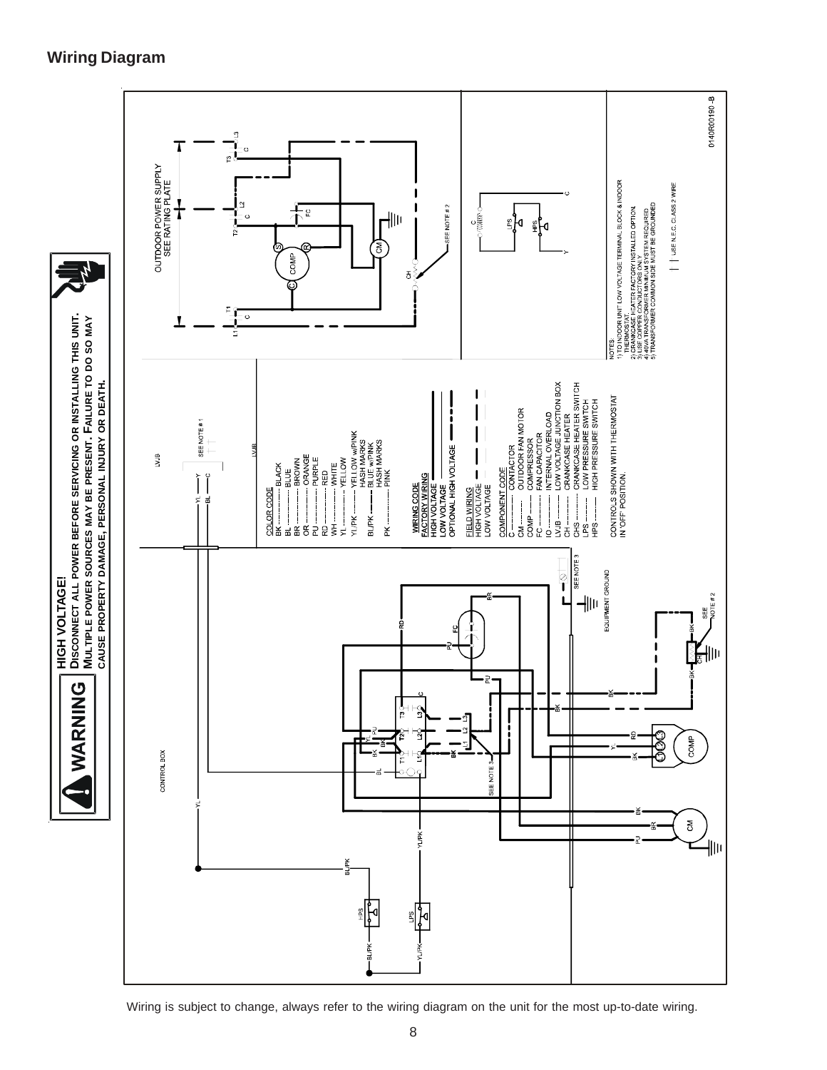## Wiring Diagram

**WARNING**

**HIGH VOLTAGE!**
**DISCONNECT ALL POWER BEFORE SERVICING OR INSTALLING THIS UNIT. MULTIPLE POWER SOURCES MAY BE PRESENT. FAILURE TO DO SO MAY CAUSE PROPERTY DAMAGE, PERSONAL INJURY OR DEATH.**

CONTROL BOX

OUTDOOR POWER SUPPLY
SEE RATING PLATE

COLOR CODE
BK ........ BLACK
BL ........ BLUE
BR ........ BROWN
OR ........ ORANGE
PU ........ PURPLE
RD ........ RED
WH ........ WHITE
YL ........ YELLOW
YL/PK ........ YELLOW w/PINK HASH MARKS
BL/PK ........ BLUE w/PINK HASH MARKS
PK ........ PINK

WIRING CODE
FACTORY WIRING
HIGH VOLTAGE
LOW VOLTAGE
OPTIONAL HIGH VOLTAGE

FIELD WIRING
HIGH VOLTAGE
LOW VOLTAGE

COMPONENT CODE
C ........ CONTACTOR
CM ........ OUTDOOR FAN MOTOR
COMP ........ COMPRESSOR
FC ........ FAN CAPACITOR
IO ........ INTERNAL OVERLOAD
LVJB ........ LOW VOLTAGE JUNCTION BOX
CH ........ CRANKCASE HEATER
CHS ........ CRANKCASE HEATER SWITCH
LPS ........ LOW PRESSURE SWITCH
HPS ........ HIGH PRESSURE SWITCH

CONTROLS SHOWN WITH THERMOSTAT IN "OFF" POSITION.

NOTES:
1) TO INDOOR UNIT LOW VOLTAGE TERMINAL BLOCK & INDOOR THERMOSTAT.
2) CRANKCASE HEATER FACTORY INSTALLED OPTION.
3) USE COPPER CONDUCTORS ONLY.
4) 40VA TRANSFORMER MINIMUM SYSTEM REQUIRED.
5) TRANSFORMER COMMON SIDE MUST BE GROUNDED.

USE N.E.C. CLASS 2 WIRE

EQUIPMENT GROUND

0140R00190-B

Wiring is subject to change, always refer to the wiring diagram on the unit for the most up-to-date wiring.